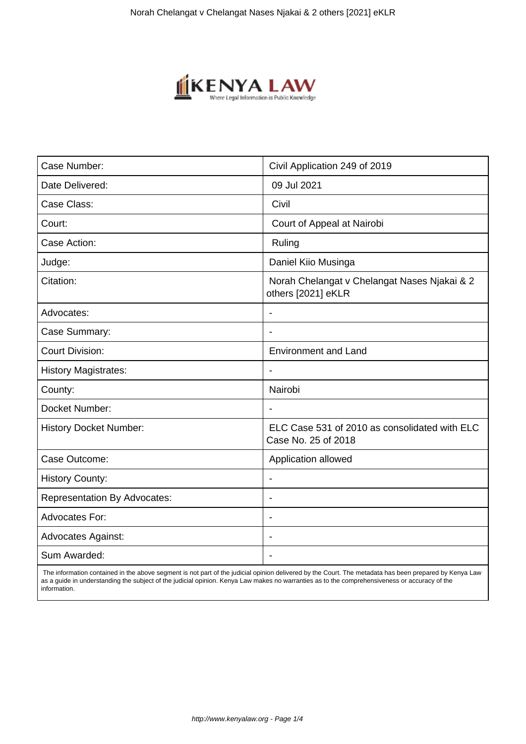| Case Number: | Civil Application 249 of 2019 |
| --- | --- |
| Date Delivered: | 09 Jul 2021 |
| Case Class: | Civil |
| Court: | Court of Appeal at Nairobi |
| Case Action: | Ruling |
| Judge: | Daniel Kiio Musinga |
| Citation: | Norah Chelangat v Chelangat Nases Njakai & 2 others [2021] eKLR |
| Advocates: | - |
| Case Summary: | - |
| Court Division: | Environment and Land |
| History Magistrates: | - |
| County: | Nairobi |
| Docket Number: | - |
| History Docket Number: | ELC Case 531 of 2010 as consolidated with ELC Case No. 25 of 2018 |
| Case Outcome: | Application allowed |
| History County: | - |
| Representation By Advocates: | - |
| Advocates For: | - |
| Advocates Against: | - |
| Sum Awarded: | - |

The information contained in the above segment is not part of the judicial opinion delivered by the Court. The metadata has been prepared by Kenya Law as a guide in understanding the subject of the judicial opinion. Kenya Law makes no warranties as to the comprehensiveness or accuracy of the information.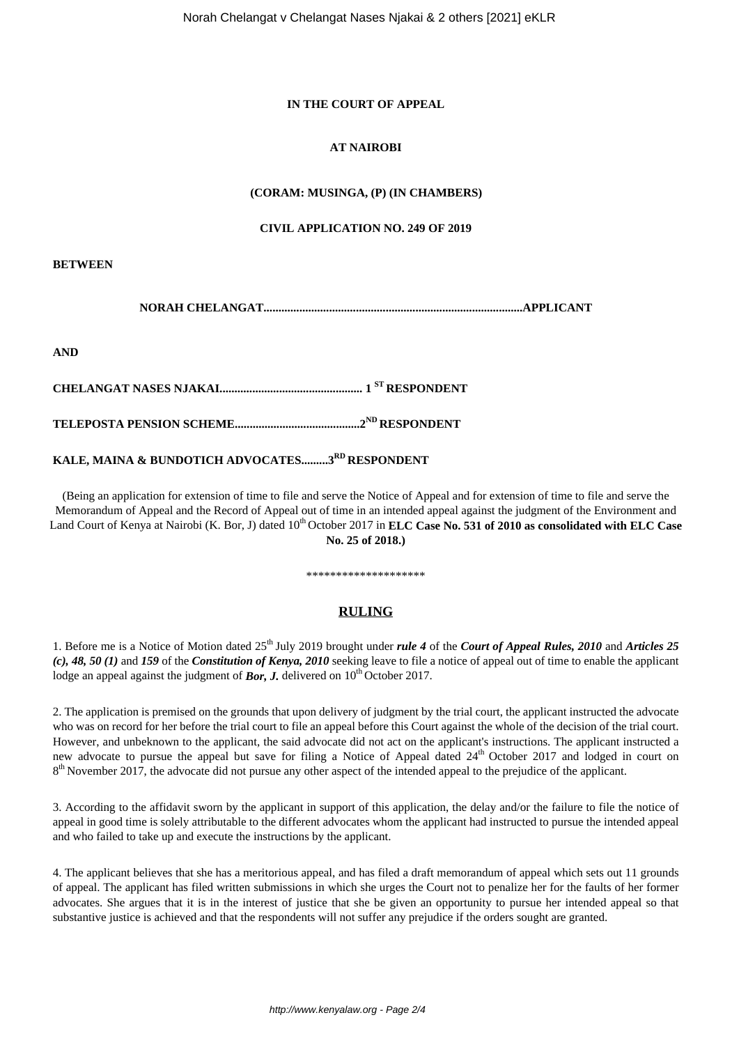**IN THE COURT OF APPEAL**

**AT NAIROBI**

**(CORAM: MUSINGA, (P) (IN CHAMBERS)**

**CIVIL APPLICATION NO. 249 OF 2019**

**BETWEEN**

**NORAH CHELANGAT.......................................................................................APPLICANT**

**AND**

**CHELANGAT NASES NJAKAI................................................ 1 ST RESPONDENT**

**TELEPOSTA PENSION SCHEME..........................................2ND RESPONDENT**

**KALE, MAINA & BUNDOTICH ADVOCATES.........3RD RESPONDENT**

(Being an application for extension of time to file and serve the Notice of Appeal and for extension of time to file and serve the Memorandum of Appeal and the Record of Appeal out of time in an intended appeal against the judgment of the Environment and Land Court of Kenya at Nairobi (K. Bor, J) dated 10th October 2017 in **ELC Case No. 531 of 2010 as consolidated with ELC Case No. 25 of 2018.)**

********************

## RULING

1. Before me is a Notice of Motion dated 25th July 2019 brought under ***rule 4*** of the ***Court of Appeal Rules, 2010*** and ***Articles 25 (c), 48, 50 (1)*** and ***159*** of the ***Constitution of Kenya, 2010*** seeking leave to file a notice of appeal out of time to enable the applicant lodge an appeal against the judgment of ***Bor, J.*** delivered on 10th October 2017.

2. The application is premised on the grounds that upon delivery of judgment by the trial court, the applicant instructed the advocate who was on record for her before the trial court to file an appeal before this Court against the whole of the decision of the trial court. However, and unbeknown to the applicant, the said advocate did not act on the applicant's instructions. The applicant instructed a new advocate to pursue the appeal but save for filing a Notice of Appeal dated 24th October 2017 and lodged in court on 8th November 2017, the advocate did not pursue any other aspect of the intended appeal to the prejudice of the applicant.

3. According to the affidavit sworn by the applicant in support of this application, the delay and/or the failure to file the notice of appeal in good time is solely attributable to the different advocates whom the applicant had instructed to pursue the intended appeal and who failed to take up and execute the instructions by the applicant.

4. The applicant believes that she has a meritorious appeal, and has filed a draft memorandum of appeal which sets out 11 grounds of appeal. The applicant has filed written submissions in which she urges the Court not to penalize her for the faults of her former advocates. She argues that it is in the interest of justice that she be given an opportunity to pursue her intended appeal so that substantive justice is achieved and that the respondents will not suffer any prejudice if the orders sought are granted.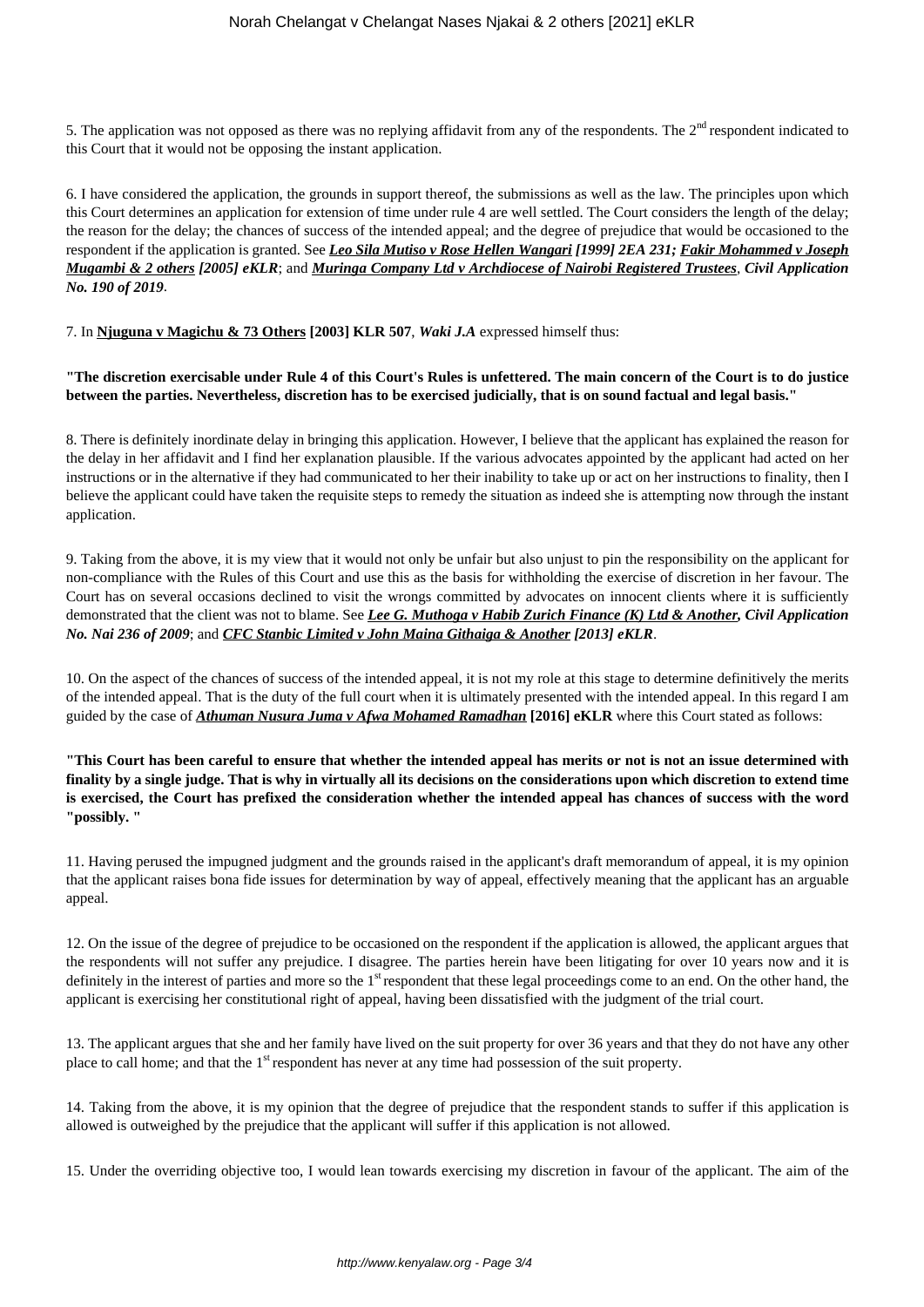5. The application was not opposed as there was no replying affidavit from any of the respondents. The 2nd respondent indicated to this Court that it would not be opposing the instant application.

6. I have considered the application, the grounds in support thereof, the submissions as well as the law. The principles upon which this Court determines an application for extension of time under rule 4 are well settled. The Court considers the length of the delay; the reason for the delay; the chances of success of the intended appeal; and the degree of prejudice that would be occasioned to the respondent if the application is granted. See ***Leo Sila Mutiso v Rose Hellen Wangari*** ***[1999] 2EA 231; Fakir Mohammed v Joseph Mugambi & 2 others*** ***[2005] eKLR***; and ***Muringa Company Ltd v Archdiocese of Nairobi Registered Trustees***, ***Civil Application No. 190 of 2019***.

7. In **Njuguna v Magichu & 73 Others** **[2003] KLR 507**, ***Waki J.A*** expressed himself thus:

**"The discretion exercisable under Rule 4 of this Court's Rules is unfettered. The main concern of the Court is to do justice between the parties. Nevertheless, discretion has to be exercised judicially, that is on sound factual and legal basis."**

8. There is definitely inordinate delay in bringing this application. However, I believe that the applicant has explained the reason for the delay in her affidavit and I find her explanation plausible. If the various advocates appointed by the applicant had acted on her instructions or in the alternative if they had communicated to her their inability to take up or act on her instructions to finality, then I believe the applicant could have taken the requisite steps to remedy the situation as indeed she is attempting now through the instant application.

9. Taking from the above, it is my view that it would not only be unfair but also unjust to pin the responsibility on the applicant for non-compliance with the Rules of this Court and use this as the basis for withholding the exercise of discretion in her favour. The Court has on several occasions declined to visit the wrongs committed by advocates on innocent clients where it is sufficiently demonstrated that the client was not to blame. See ***Lee G. Muthoga v Habib Zurich Finance (K) Ltd & Another***, ***Civil Application No. Nai 236 of 2009***; and ***CFC Stanbic Limited v John Maina Githaiga & Another*** ***[2013] eKLR***.

10. On the aspect of the chances of success of the intended appeal, it is not my role at this stage to determine definitively the merits of the intended appeal. That is the duty of the full court when it is ultimately presented with the intended appeal. In this regard I am guided by the case of ***Athuman Nusura Juma v Afwa Mohamed Ramadhan*** **[2016] eKLR** where this Court stated as follows:

**"This Court has been careful to ensure that whether the intended appeal has merits or not is not an issue determined with finality by a single judge. That is why in virtually all its decisions on the considerations upon which discretion to extend time is exercised, the Court has prefixed the consideration whether the intended appeal has chances of success with the word "possibly. "**

11. Having perused the impugned judgment and the grounds raised in the applicant's draft memorandum of appeal, it is my opinion that the applicant raises bona fide issues for determination by way of appeal, effectively meaning that the applicant has an arguable appeal.

12. On the issue of the degree of prejudice to be occasioned on the respondent if the application is allowed, the applicant argues that the respondents will not suffer any prejudice. I disagree. The parties herein have been litigating for over 10 years now and it is definitely in the interest of parties and more so the 1st respondent that these legal proceedings come to an end. On the other hand, the applicant is exercising her constitutional right of appeal, having been dissatisfied with the judgment of the trial court.

13. The applicant argues that she and her family have lived on the suit property for over 36 years and that they do not have any other place to call home; and that the 1st respondent has never at any time had possession of the suit property.

14. Taking from the above, it is my opinion that the degree of prejudice that the respondent stands to suffer if this application is allowed is outweighed by the prejudice that the applicant will suffer if this application is not allowed.

15. Under the overriding objective too, I would lean towards exercising my discretion in favour of the applicant. The aim of the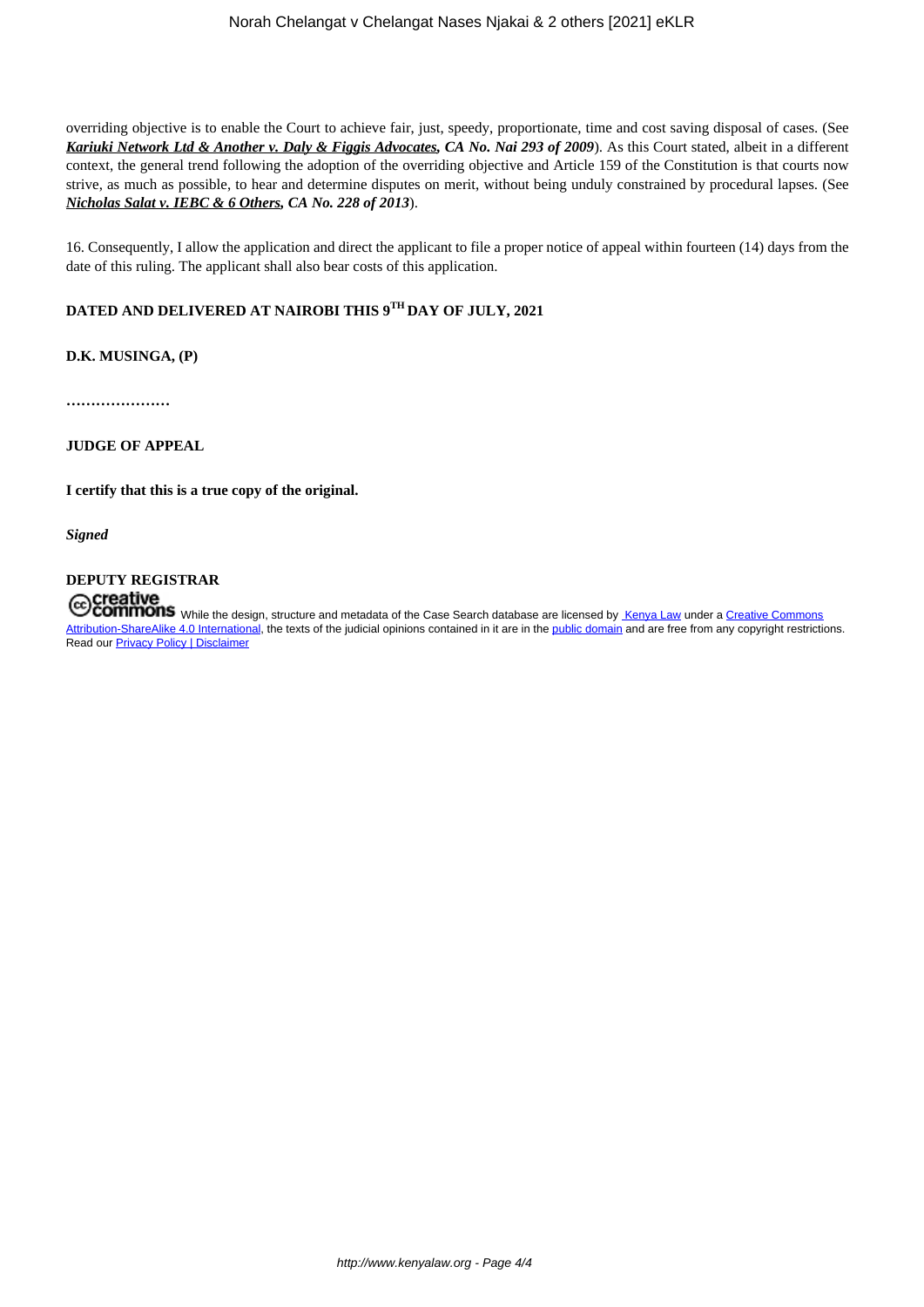overriding objective is to enable the Court to achieve fair, just, speedy, proportionate, time and cost saving disposal of cases. (See ***Kariuki Network Ltd & Another v. Daly & Figgis Advocates, CA No. Nai 293 of 2009***). As this Court stated, albeit in a different context, the general trend following the adoption of the overriding objective and Article 159 of the Constitution is that courts now strive, as much as possible, to hear and determine disputes on merit, without being unduly constrained by procedural lapses. (See ***Nicholas Salat v. IEBC & 6 Others, CA No. 228 of 2013***).

16. Consequently, I allow the application and direct the applicant to file a proper notice of appeal within fourteen (14) days from the date of this ruling. The applicant shall also bear costs of this application.

**DATED AND DELIVERED AT NAIROBI THIS 9TH DAY OF JULY, 2021**

**D.K. MUSINGA, (P)**

**…………………**

**JUDGE OF APPEAL**

**I certify that this is a true copy of the original.**

***Signed***

**DEPUTY REGISTRAR**

While the design, structure and metadata of the Case Search database are licensed by Kenya Law under a Creative Commons Attribution-ShareAlike 4.0 International, the texts of the judicial opinions contained in it are in the public domain and are free from any copyright restrictions. Read our Privacy Policy | Disclaimer